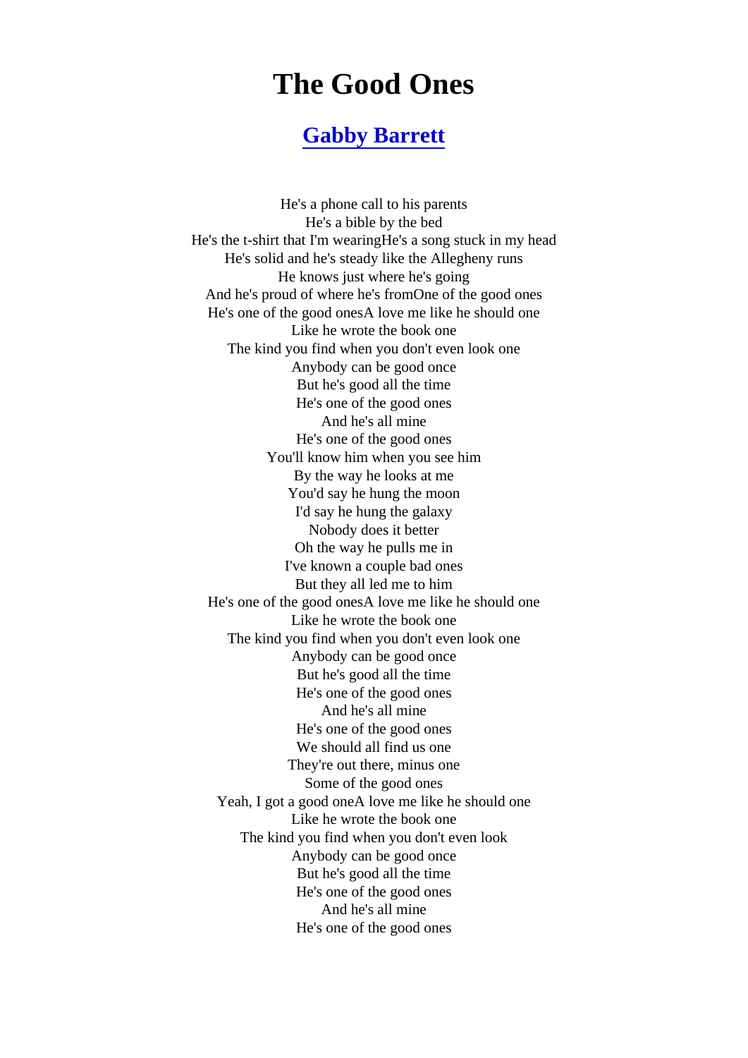# The Good Ones

## [Gabby Barrett]

He's a phone call to his parents
He's a bible by the bed
He's the t-shirt that I'm wearingHe's a song stuck in my head
He's solid and he's steady like the Allegheny runs
He knows just where he's going
And he's proud of where he's fromOne of the good ones
He's one of the good onesA love me like he should one
Like he wrote the book one
The kind you find when you don't even look one
Anybody can be good once
But he's good all the time
He's one of the good ones
And he's all mine
He's one of the good ones
You'll know him when you see him
By the way he looks at me
You'd say he hung the moon
I'd say he hung the galaxy
Nobody does it better
Oh the way he pulls me in
I've known a couple bad ones
But they all led me to him
He's one of the good onesA love me like he should one
Like he wrote the book one
The kind you find when you don't even look one
Anybody can be good once
But he's good all the time
He's one of the good ones
And he's all mine
He's one of the good ones
We should all find us one
They're out there, minus one
Some of the good ones
Yeah, I got a good oneA love me like he should one
Like he wrote the book one
The kind you find when you don't even look
Anybody can be good once
But he's good all the time
He's one of the good ones
And he's all mine
He's one of the good ones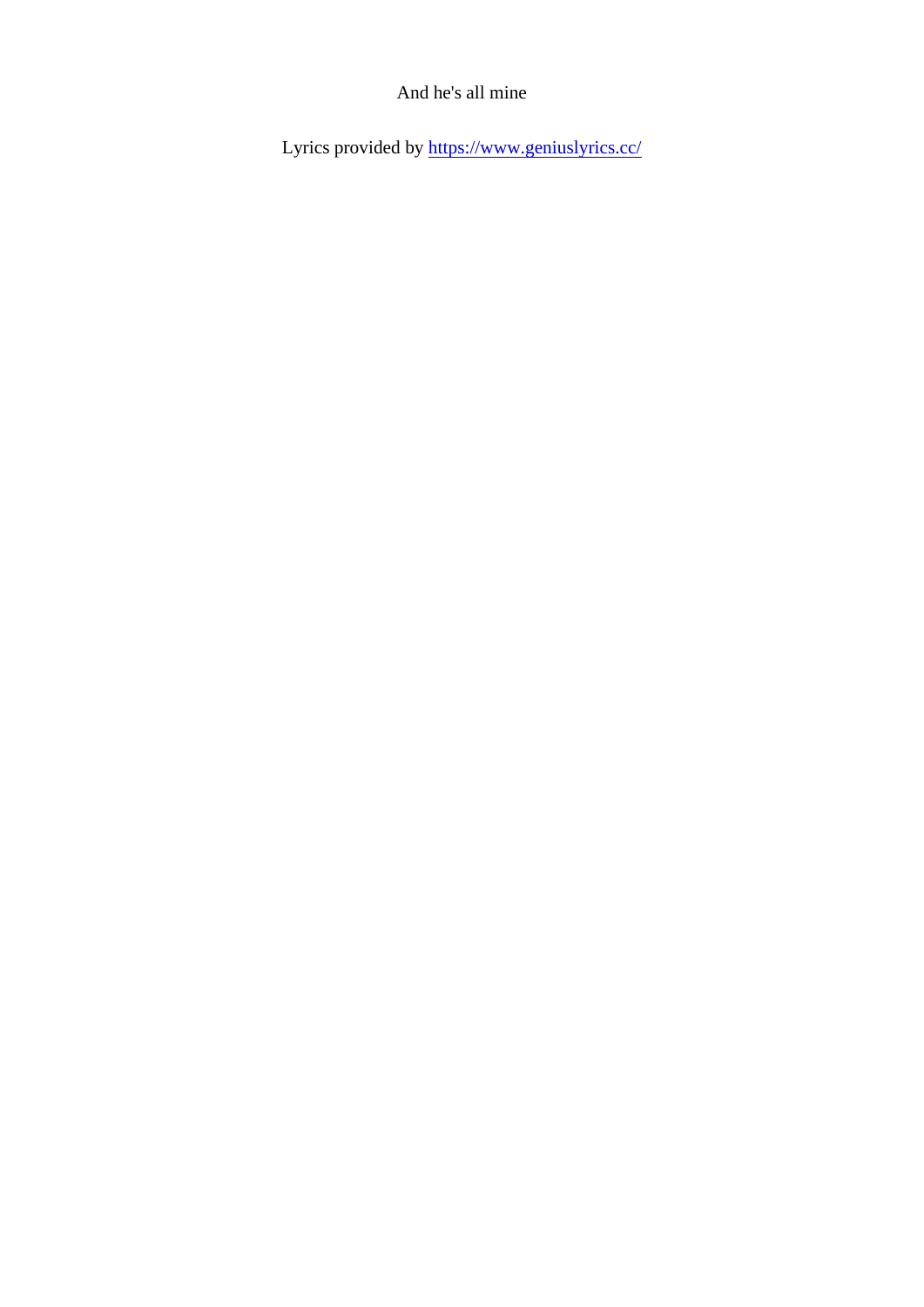And he's all mine

Lyrics provided by [https://www.geniuslyrics.cc/](https://www.geniuslyrics.cc/)